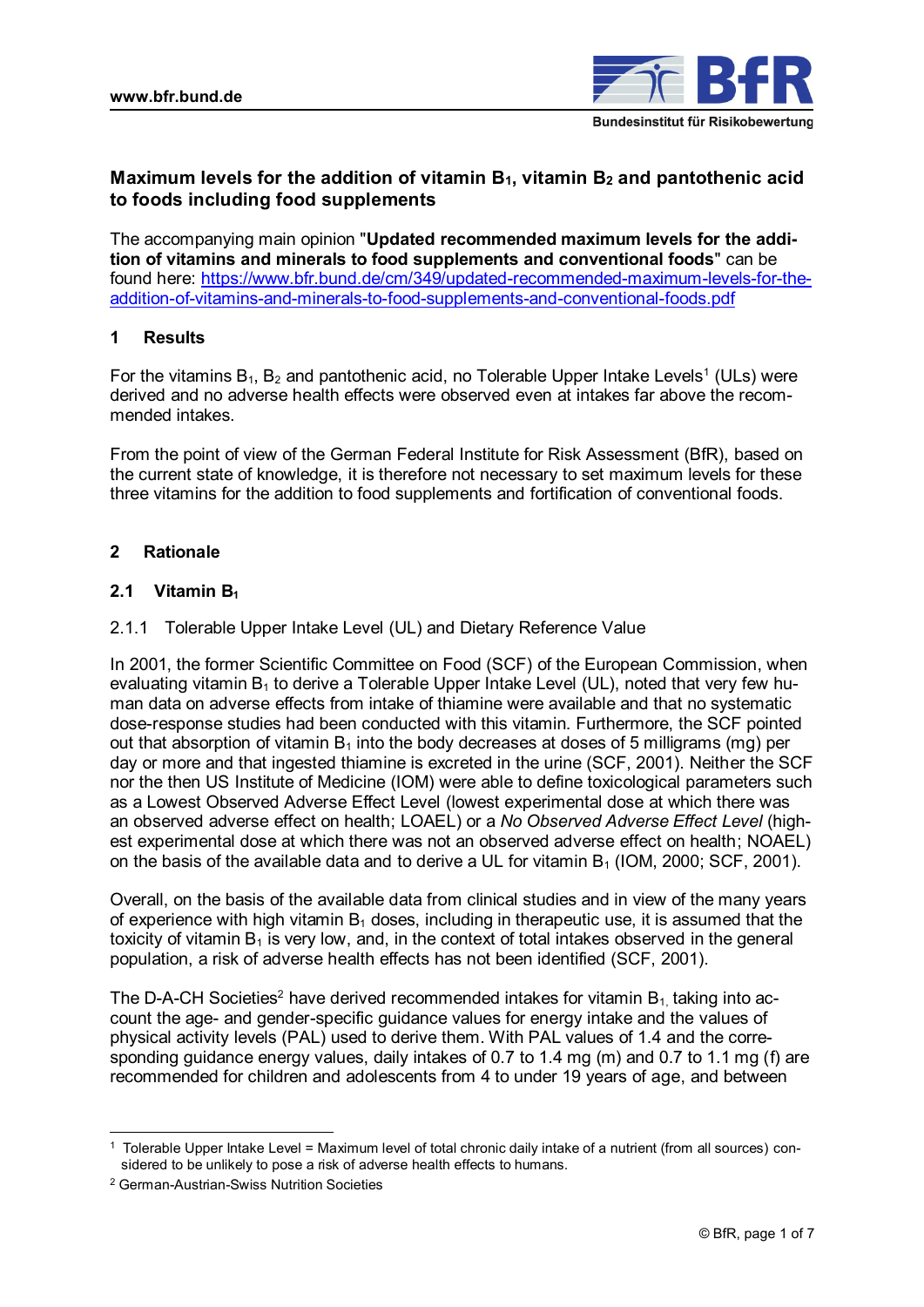# Maximum levels for the addition of vitamin $B_1$, vitamin $B_2$ and pantothenic acid to foods including food supplements

The accompanying main opinion "**Updated recommended maximum levels for the addition of vitamins and minerals to food supplements and conventional foods**" can be found here: https://www.bfr.bund.de/cm/349/updated-recommended-maximum-levels-for-the-addition-of-vitamins-and-minerals-to-food-supplements-and-conventional-foods.pdf

## 1 Results

For the vitamins $B_1$, $B_2$ and pantothenic acid, no Tolerable Upper Intake Levels[1] (ULs) were derived and no adverse health effects were observed even at intakes far above the recommended intakes.

From the point of view of the German Federal Institute for Risk Assessment (BfR), based on the current state of knowledge, it is therefore not necessary to set maximum levels for these three vitamins for the addition to food supplements and fortification of conventional foods.

## 2 Rationale

### 2.1 Vitamin $B_1$

#### 2.1.1 Tolerable Upper Intake Level (UL) and Dietary Reference Value

In 2001, the former Scientific Committee on Food (SCF) of the European Commission, when evaluating vitamin $B_1$ to derive a Tolerable Upper Intake Level (UL), noted that very few human data on adverse effects from intake of thiamine were available and that no systematic dose-response studies had been conducted with this vitamin. Furthermore, the SCF pointed out that absorption of vitamin $B_1$ into the body decreases at doses of 5 milligrams (mg) per day or more and that ingested thiamine is excreted in the urine (SCF, 2001). Neither the SCF nor the then US Institute of Medicine (IOM) were able to define toxicological parameters such as a Lowest Observed Adverse Effect Level (lowest experimental dose at which there was an observed adverse effect on health; LOAEL) or a *No Observed Adverse Effect Level* (highest experimental dose at which there was not an observed adverse effect on health; NOAEL) on the basis of the available data and to derive a UL for vitamin $B_1$ (IOM, 2000; SCF, 2001).

Overall, on the basis of the available data from clinical studies and in view of the many years of experience with high vitamin $B_1$ doses, including in therapeutic use, it is assumed that the toxicity of vitamin $B_1$ is very low, and, in the context of total intakes observed in the general population, a risk of adverse health effects has not been identified (SCF, 2001).

The D-A-CH Societies[2] have derived recommended intakes for vitamin $B_1$, taking into account the age- and gender-specific guidance values for energy intake and the values of physical activity levels (PAL) used to derive them. With PAL values of 1.4 and the corresponding guidance energy values, daily intakes of 0.7 to 1.4 mg (m) and 0.7 to 1.1 mg (f) are recommended for children and adolescents from 4 to under 19 years of age, and between

---

[1] Tolerable Upper Intake Level = Maximum level of total chronic daily intake of a nutrient (from all sources) considered to be unlikely to pose a risk of adverse health effects to humans.

[2] German-Austrian-Swiss Nutrition Societies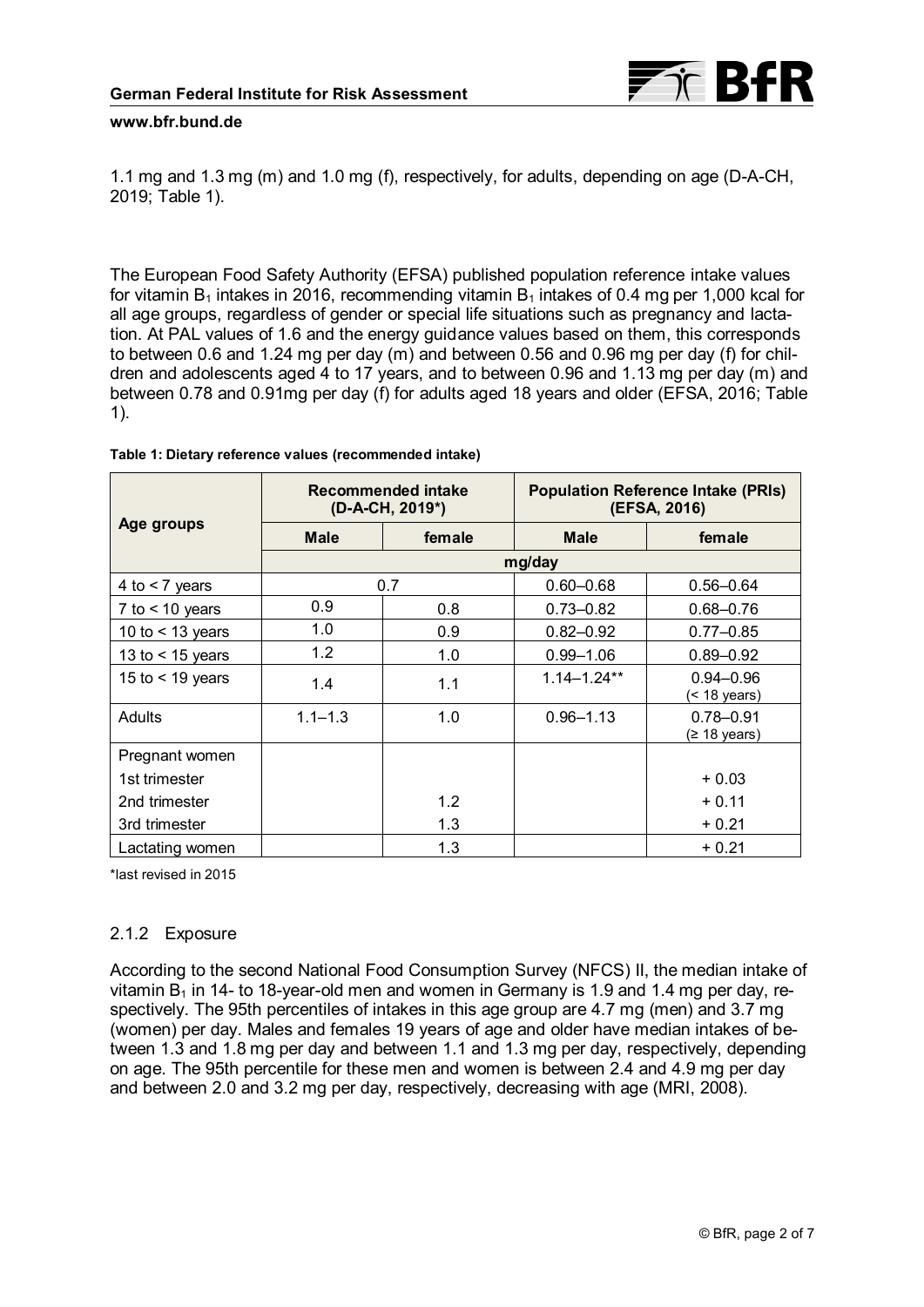1.1 mg and 1.3 mg (m) and 1.0 mg (f), respectively, for adults, depending on age (D-A-CH, 2019; Table 1).

The European Food Safety Authority (EFSA) published population reference intake values for vitamin $B_1$ intakes in 2016, recommending vitamin $B_1$ intakes of 0.4 mg per 1,000 kcal for all age groups, regardless of gender or special life situations such as pregnancy and lactation. At PAL values of 1.6 and the energy guidance values based on them, this corresponds to between 0.6 and 1.24 mg per day (m) and between 0.56 and 0.96 mg per day (f) for children and adolescents aged 4 to 17 years, and to between 0.96 and 1.13 mg per day (m) and between 0.78 and 0.91mg per day (f) for adults aged 18 years and older (EFSA, 2016; Table 1).

**Table 1: Dietary reference values (recommended intake)**

| Age groups | Recommended intake (D-A-CH, 2019*) | | Population Reference Intake (PRIs) (EFSA, 2016) | |
|---|---|---|---|---|
| | **Male** | **female** | **Male** | **female** |
| | mg/day | | | |
| 4 to < 7 years | 0.7 | | 0.60–0.68 | 0.56–0.64 |
| 7 to < 10 years | 0.9 | 0.8 | 0.73–0.82 | 0.68–0.76 |
| 10 to < 13 years | 1.0 | 0.9 | 0.82–0.92 | 0.77–0.85 |
| 13 to < 15 years | 1.2 | 1.0 | 0.99–1.06 | 0.89–0.92 |
| 15 to < 19 years | 1.4 | 1.1 | 1.14–1.24** | 0.94–0.96 (< 18 years) |
| Adults | 1.1–1.3 | 1.0 | 0.96–1.13 | 0.78–0.91 (≥ 18 years) |
| Pregnant women | | | | |
| 1st trimester | | | | + 0.03 |
| 2nd trimester | | 1.2 | | + 0.11 |
| 3rd trimester | | 1.3 | | + 0.21 |
| Lactating women | | 1.3 | | + 0.21 |

*last revised in 2015

### 2.1.2 Exposure

According to the second National Food Consumption Survey (NFCS) II, the median intake of vitamin $B_1$ in 14- to 18-year-old men and women in Germany is 1.9 and 1.4 mg per day, respectively. The 95th percentiles of intakes in this age group are 4.7 mg (men) and 3.7 mg (women) per day. Males and females 19 years of age and older have median intakes of between 1.3 and 1.8 mg per day and between 1.1 and 1.3 mg per day, respectively, depending on age. The 95th percentile for these men and women is between 2.4 and 4.9 mg per day and between 2.0 and 3.2 mg per day, respectively, decreasing with age (MRI, 2008).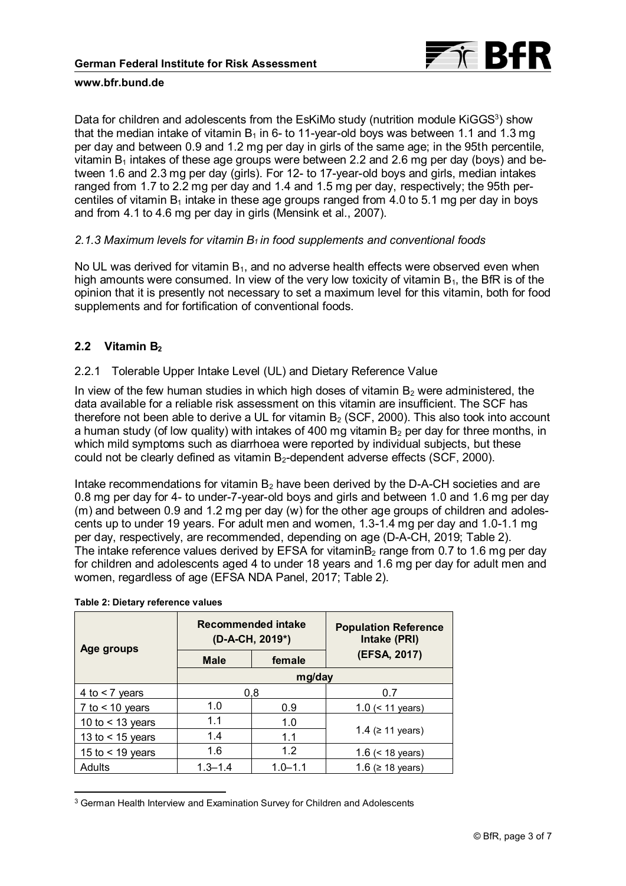Data for children and adolescents from the EsKiMo study (nutrition module KiGGS[3]) show that the median intake of vitamin $B_1$ in 6- to 11-year-old boys was between 1.1 and 1.3 mg per day and between 0.9 and 1.2 mg per day in girls of the same age; in the 95th percentile, vitamin $B_1$ intakes of these age groups were between 2.2 and 2.6 mg per day (boys) and between 1.6 and 2.3 mg per day (girls). For 12- to 17-year-old boys and girls, median intakes ranged from 1.7 to 2.2 mg per day and 1.4 and 1.5 mg per day, respectively; the 95th percentiles of vitamin $B_1$ intake in these age groups ranged from 4.0 to 5.1 mg per day in boys and from 4.1 to 4.6 mg per day in girls (Mensink et al., 2007).

### *2.1.3 Maximum levels for vitamin $B_1$ in food supplements and conventional foods*

No UL was derived for vitamin $B_1$, and no adverse health effects were observed even when high amounts were consumed. In view of the very low toxicity of vitamin $B_1$, the BfR is of the opinion that it is presently not necessary to set a maximum level for this vitamin, both for food supplements and for fortification of conventional foods.

## 2.2 Vitamin $B_2$

### 2.2.1 Tolerable Upper Intake Level (UL) and Dietary Reference Value

In view of the few human studies in which high doses of vitamin $B_2$ were administered, the data available for a reliable risk assessment on this vitamin are insufficient. The SCF has therefore not been able to derive a UL for vitamin $B_2$ (SCF, 2000). This also took into account a human study (of low quality) with intakes of 400 mg vitamin $B_2$ per day for three months, in which mild symptoms such as diarrhoea were reported by individual subjects, but these could not be clearly defined as vitamin $B_2$-dependent adverse effects (SCF, 2000).

Intake recommendations for vitamin $B_2$ have been derived by the D-A-CH societies and are 0.8 mg per day for 4- to under-7-year-old boys and girls and between 1.0 and 1.6 mg per day (m) and between 0.9 and 1.2 mg per day (w) for the other age groups of children and adolescents up to under 19 years. For adult men and women, 1.3-1.4 mg per day and 1.0-1.1 mg per day, respectively, are recommended, depending on age (D-A-CH, 2019; Table 2). The intake reference values derived by EFSA for vitamin$B_2$ range from 0.7 to 1.6 mg per day for children and adolescents aged 4 to under 18 years and 1.6 mg per day for adult men and women, regardless of age (EFSA NDA Panel, 2017; Table 2).

**Table 2: Dietary reference values**

| Age groups | Recommended intake (D-A-CH, 2019*) | | Population Reference Intake (PRI) (EFSA, 2017) |
|---|---|---|---|
| | **Male** | **female** | |
| | mg/day | | |
| 4 to < 7 years | 0.8 | | 0.7 |
| 7 to < 10 years | 1.0 | 0.9 | 1.0 (< 11 years) |
| 10 to < 13 years | 1.1 | 1.0 | 1.4 (≥ 11 years) |
| 13 to < 15 years | 1.4 | 1.1 | |
| 15 to < 19 years | 1.6 | 1.2 | 1.6 (< 18 years) |
| Adults | 1.3–1.4 | 1.0–1.1 | 1.6 (≥ 18 years) |

[3] German Health Interview and Examination Survey for Children and Adolescents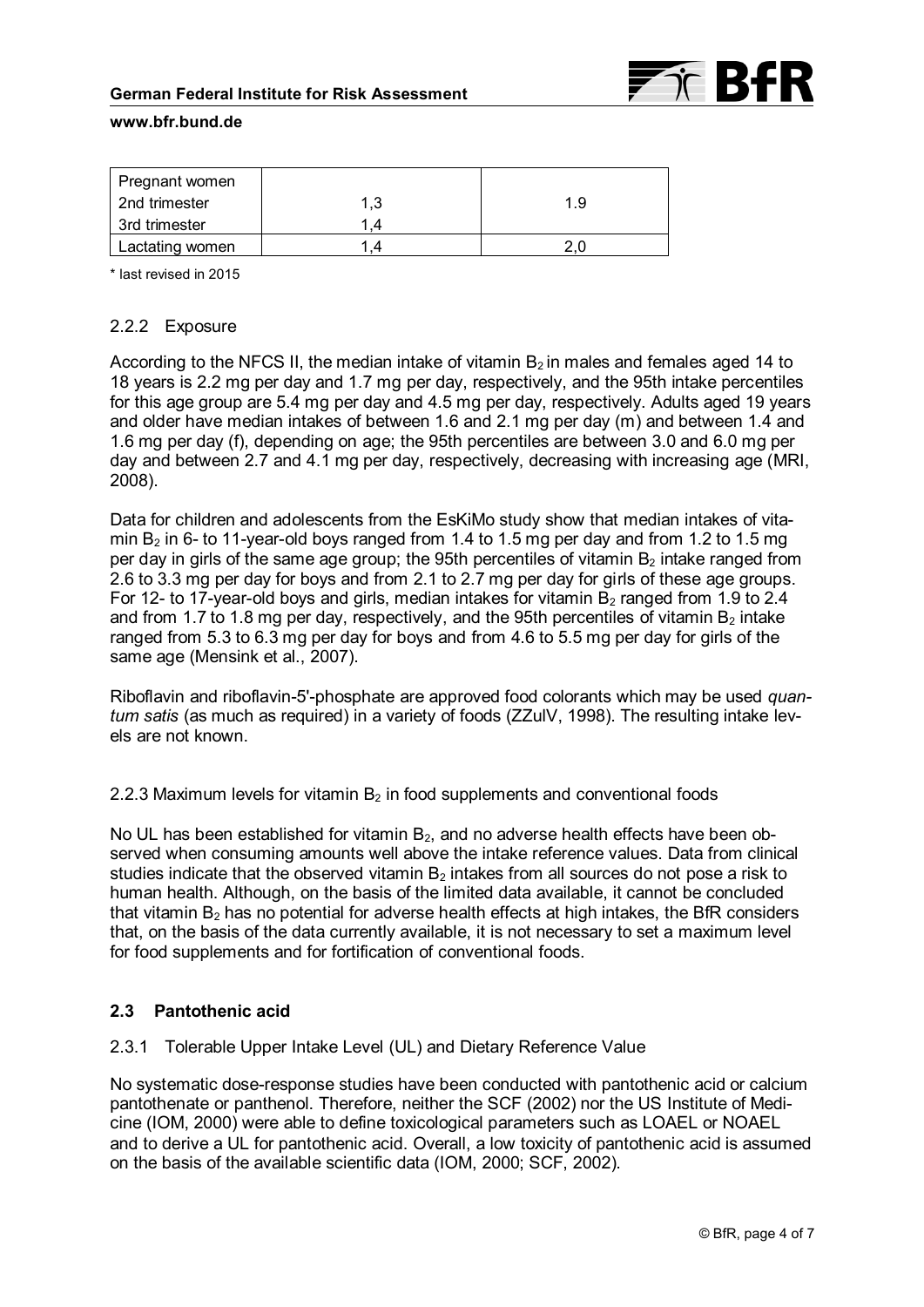| Pregnant women<br>2nd trimester<br>3rd trimester | <br>1,3<br>1,4 | <br>1.9<br> |
| --- | --- | --- |
| Lactating women | 1,4 | 2,0 |

\* last revised in 2015

### 2.2.2 Exposure

According to the NFCS II, the median intake of vitamin $B_2$ in males and females aged 14 to 18 years is 2.2 mg per day and 1.7 mg per day, respectively, and the 95th intake percentiles for this age group are 5.4 mg per day and 4.5 mg per day, respectively. Adults aged 19 years and older have median intakes of between 1.6 and 2.1 mg per day (m) and between 1.4 and 1.6 mg per day (f), depending on age; the 95th percentiles are between 3.0 and 6.0 mg per day and between 2.7 and 4.1 mg per day, respectively, decreasing with increasing age (MRI, 2008).

Data for children and adolescents from the EsKiMo study show that median intakes of vitamin $B_2$ in 6- to 11-year-old boys ranged from 1.4 to 1.5 mg per day and from 1.2 to 1.5 mg per day in girls of the same age group; the 95th percentiles of vitamin $B_2$ intake ranged from 2.6 to 3.3 mg per day for boys and from 2.1 to 2.7 mg per day for girls of these age groups. For 12- to 17-year-old boys and girls, median intakes for vitamin $B_2$ ranged from 1.9 to 2.4 and from 1.7 to 1.8 mg per day, respectively, and the 95th percentiles of vitamin $B_2$ intake ranged from 5.3 to 6.3 mg per day for boys and from 4.6 to 5.5 mg per day for girls of the same age (Mensink et al., 2007).

Riboflavin and riboflavin-5'-phosphate are approved food colorants which may be used *quantum satis* (as much as required) in a variety of foods (ZZulV, 1998). The resulting intake levels are not known.

### 2.2.3 Maximum levels for vitamin $B_2$ in food supplements and conventional foods

No UL has been established for vitamin $B_2$, and no adverse health effects have been observed when consuming amounts well above the intake reference values. Data from clinical studies indicate that the observed vitamin $B_2$ intakes from all sources do not pose a risk to human health. Although, on the basis of the limited data available, it cannot be concluded that vitamin $B_2$ has no potential for adverse health effects at high intakes, the BfR considers that, on the basis of the data currently available, it is not necessary to set a maximum level for food supplements and for fortification of conventional foods.

## 2.3 Pantothenic acid

### 2.3.1 Tolerable Upper Intake Level (UL) and Dietary Reference Value

No systematic dose-response studies have been conducted with pantothenic acid or calcium pantothenate or panthenol. Therefore, neither the SCF (2002) nor the US Institute of Medicine (IOM, 2000) were able to define toxicological parameters such as LOAEL or NOAEL and to derive a UL for pantothenic acid. Overall, a low toxicity of pantothenic acid is assumed on the basis of the available scientific data (IOM, 2000; SCF, 2002).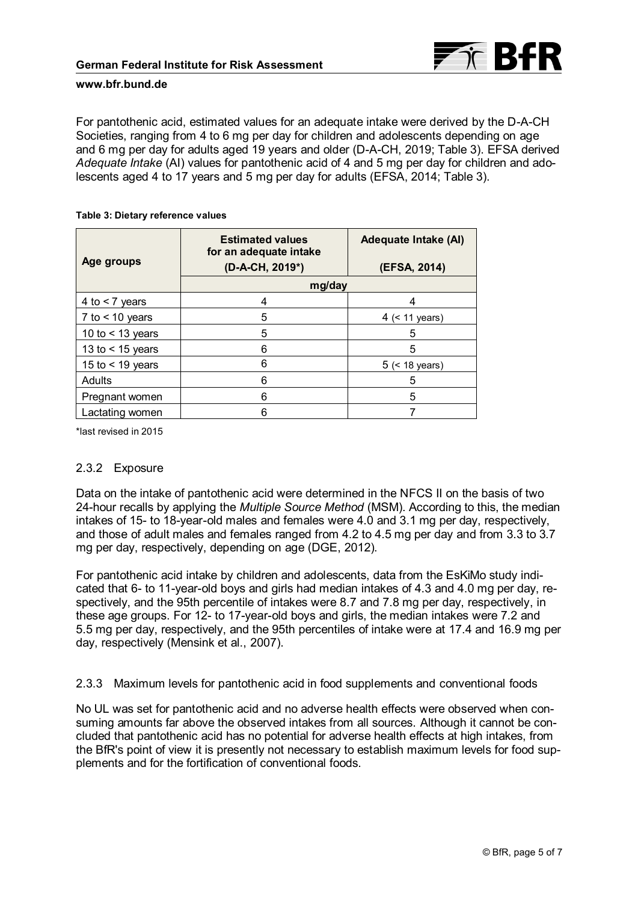For pantothenic acid, estimated values for an adequate intake were derived by the D-A-CH Societies, ranging from 4 to 6 mg per day for children and adolescents depending on age and 6 mg per day for adults aged 19 years and older (D-A-CH, 2019; Table 3). EFSA derived *Adequate Intake* (AI) values for pantothenic acid of 4 and 5 mg per day for children and adolescents aged 4 to 17 years and 5 mg per day for adults (EFSA, 2014; Table 3).

**Table 3: Dietary reference values**

| Age groups | Estimated values for an adequate intake (D-A-CH, 2019*) | Adequate Intake (AI) (EFSA, 2014) |
|---|---|---|
| | mg/day | |
| 4 to < 7 years | 4 | 4 |
| 7 to < 10 years | 5 | 4 (< 11 years) |
| 10 to < 13 years | 5 | 5 |
| 13 to < 15 years | 6 | 5 |
| 15 to < 19 years | 6 | 5 (< 18 years) |
| Adults | 6 | 5 |
| Pregnant women | 6 | 5 |
| Lactating women | 6 | 7 |

*last revised in 2015

### 2.3.2 Exposure

Data on the intake of pantothenic acid were determined in the NFCS II on the basis of two 24-hour recalls by applying the *Multiple Source Method* (MSM). According to this, the median intakes of 15- to 18-year-old males and females were 4.0 and 3.1 mg per day, respectively, and those of adult males and females ranged from 4.2 to 4.5 mg per day and from 3.3 to 3.7 mg per day, respectively, depending on age (DGE, 2012).

For pantothenic acid intake by children and adolescents, data from the EsKiMo study indicated that 6- to 11-year-old boys and girls had median intakes of 4.3 and 4.0 mg per day, respectively, and the 95th percentile of intakes were 8.7 and 7.8 mg per day, respectively, in these age groups. For 12- to 17-year-old boys and girls, the median intakes were 7.2 and 5.5 mg per day, respectively, and the 95th percentiles of intake were at 17.4 and 16.9 mg per day, respectively (Mensink et al., 2007).

### 2.3.3 Maximum levels for pantothenic acid in food supplements and conventional foods

No UL was set for pantothenic acid and no adverse health effects were observed when consuming amounts far above the observed intakes from all sources. Although it cannot be concluded that pantothenic acid has no potential for adverse health effects at high intakes, from the BfR's point of view it is presently not necessary to establish maximum levels for food supplements and for the fortification of conventional foods.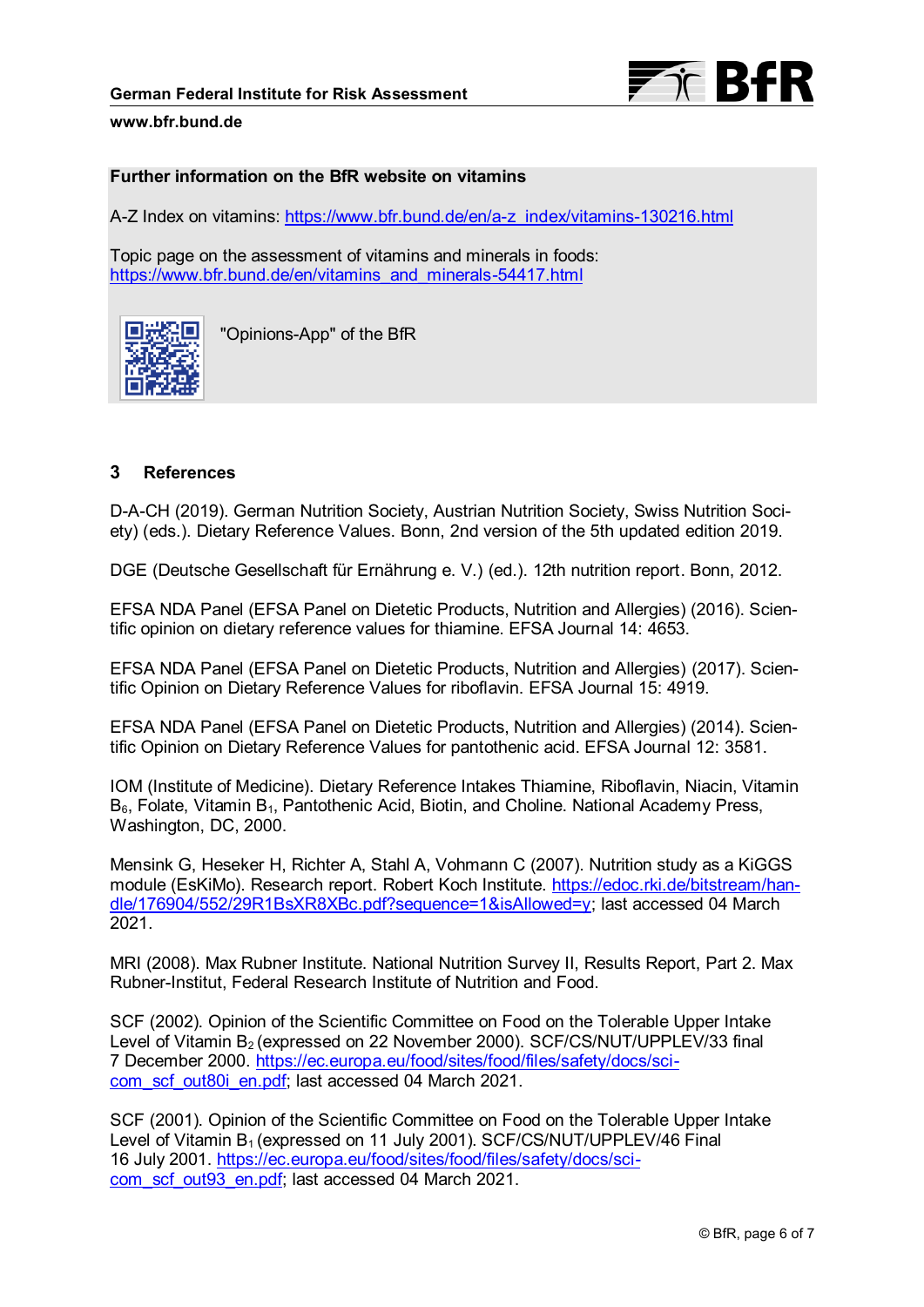**Further information on the BfR website on vitamins**

A-Z Index on vitamins: https://www.bfr.bund.de/en/a-z_index/vitamins-130216.html

Topic page on the assessment of vitamins and minerals in foods: https://www.bfr.bund.de/en/vitamins_and_minerals-54417.html

"Opinions-App" of the BfR

## 3 References

D-A-CH (2019). German Nutrition Society, Austrian Nutrition Society, Swiss Nutrition Society) (eds.). Dietary Reference Values. Bonn, 2nd version of the 5th updated edition 2019.

DGE (Deutsche Gesellschaft für Ernährung e. V.) (ed.). 12th nutrition report. Bonn, 2012.

EFSA NDA Panel (EFSA Panel on Dietetic Products, Nutrition and Allergies) (2016). Scientific opinion on dietary reference values for thiamine. EFSA Journal 14: 4653.

EFSA NDA Panel (EFSA Panel on Dietetic Products, Nutrition and Allergies) (2017). Scientific Opinion on Dietary Reference Values for riboflavin. EFSA Journal 15: 4919.

EFSA NDA Panel (EFSA Panel on Dietetic Products, Nutrition and Allergies) (2014). Scientific Opinion on Dietary Reference Values for pantothenic acid. EFSA Journal 12: 3581.

IOM (Institute of Medicine). Dietary Reference Intakes Thiamine, Riboflavin, Niacin, Vitamin $B_6$, Folate, Vitamin $B_1$, Pantothenic Acid, Biotin, and Choline. National Academy Press, Washington, DC, 2000.

Mensink G, Heseker H, Richter A, Stahl A, Vohmann C (2007). Nutrition study as a KiGGS module (EsKiMo). Research report. Robert Koch Institute. https://edoc.rki.de/bitstream/handle/176904/552/29R1BsXR8XBc.pdf?sequence=1&isAllowed=y; last accessed 04 March 2021.

MRI (2008). Max Rubner Institute. National Nutrition Survey II, Results Report, Part 2. Max Rubner-Institut, Federal Research Institute of Nutrition and Food.

SCF (2002). Opinion of the Scientific Committee on Food on the Tolerable Upper Intake Level of Vitamin $B_2$ (expressed on 22 November 2000). SCF/CS/NUT/UPPLEV/33 final 7 December 2000. https://ec.europa.eu/food/sites/food/files/safety/docs/sci-com_scf_out80i_en.pdf; last accessed 04 March 2021.

SCF (2001). Opinion of the Scientific Committee on Food on the Tolerable Upper Intake Level of Vitamin $B_1$ (expressed on 11 July 2001). SCF/CS/NUT/UPPLEV/46 Final 16 July 2001. https://ec.europa.eu/food/sites/food/files/safety/docs/sci-com_scf_out93_en.pdf; last accessed 04 March 2021.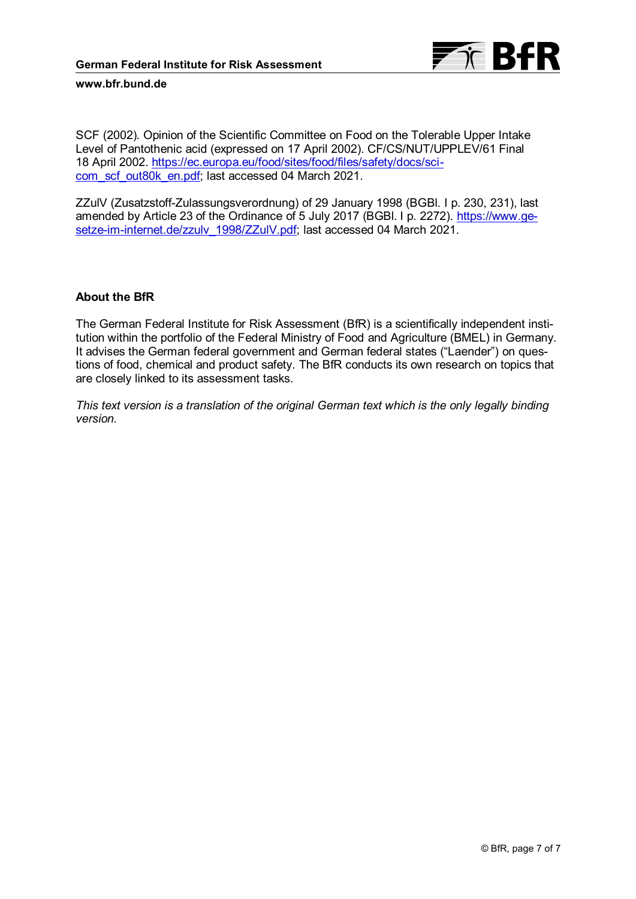SCF (2002). Opinion of the Scientific Committee on Food on the Tolerable Upper Intake Level of Pantothenic acid (expressed on 17 April 2002). CF/CS/NUT/UPPLEV/61 Final 18 April 2002. https://ec.europa.eu/food/sites/food/files/safety/docs/sci-com_scf_out80k_en.pdf; last accessed 04 March 2021.

ZZulV (Zusatzstoff-Zulassungsverordnung) of 29 January 1998 (BGBl. I p. 230, 231), last amended by Article 23 of the Ordinance of 5 July 2017 (BGBl. I p. 2272). https://www.gesetze-im-internet.de/zzulv_1998/ZZulV.pdf; last accessed 04 March 2021.

## About the BfR

The German Federal Institute for Risk Assessment (BfR) is a scientifically independent institution within the portfolio of the Federal Ministry of Food and Agriculture (BMEL) in Germany. It advises the German federal government and German federal states ("Laender") on questions of food, chemical and product safety. The BfR conducts its own research on topics that are closely linked to its assessment tasks.

*This text version is a translation of the original German text which is the only legally binding version.*